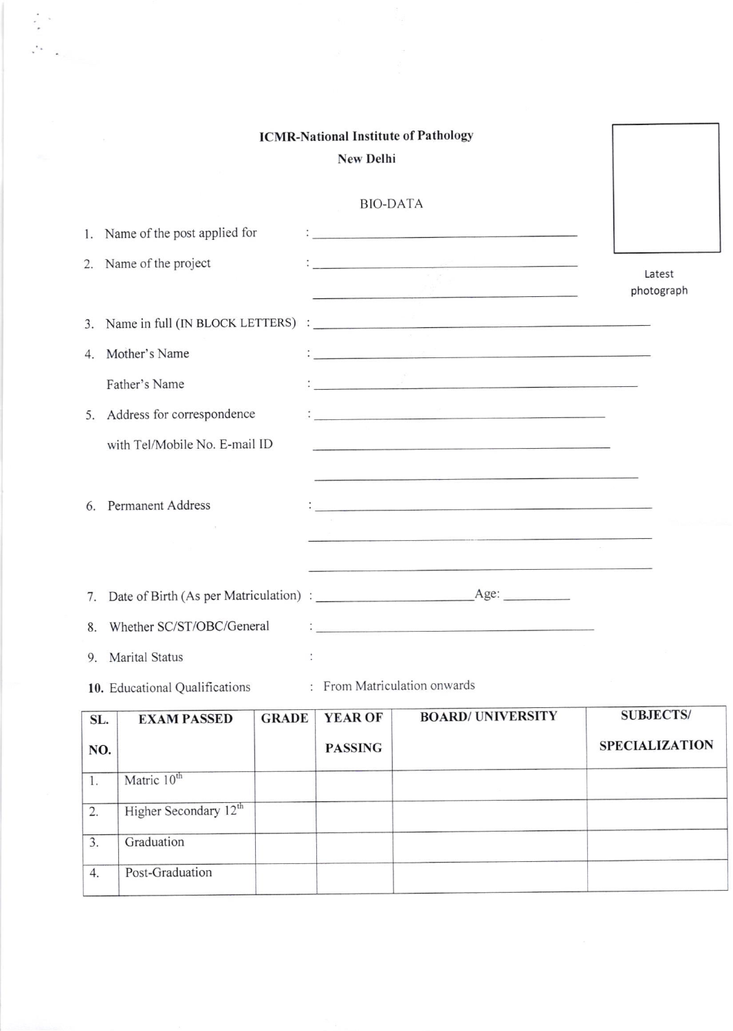**ICMR-National Institute of Pathology**

**New Delhi**

BIO-DATA

Latest photograph

1. Name of the post applied for : ______________________

2. Name of the project : ______________________

   ______________________

3. Name in full (IN BLOCK LETTERS) : ______________________

4. Mother's Name : ______________________

   Father's Name : ______________________

5. Address for correspondence : ______________________

   with Tel/Mobile No. E-mail ID ______________________

   ______________________

6. Permanent Address : ______________________

   ______________________

   ______________________

7. Date of Birth (As per Matriculation) : ______________________ Age: __________

8. Whether SC/ST/OBC/General : ______________________

9. Marital Status :

**10.** Educational Qualifications : From Matriculation onwards

| SL. NO. | EXAM PASSED | GRADE | YEAR OF PASSING | BOARD/ UNIVERSITY | SUBJECTS/ SPECIALIZATION |
|---|---|---|---|---|---|
| 1. | Matric 10th | | | | |
| 2. | Higher Secondary 12th | | | | |
| 3. | Graduation | | | | |
| 4. | Post-Graduation | | | | |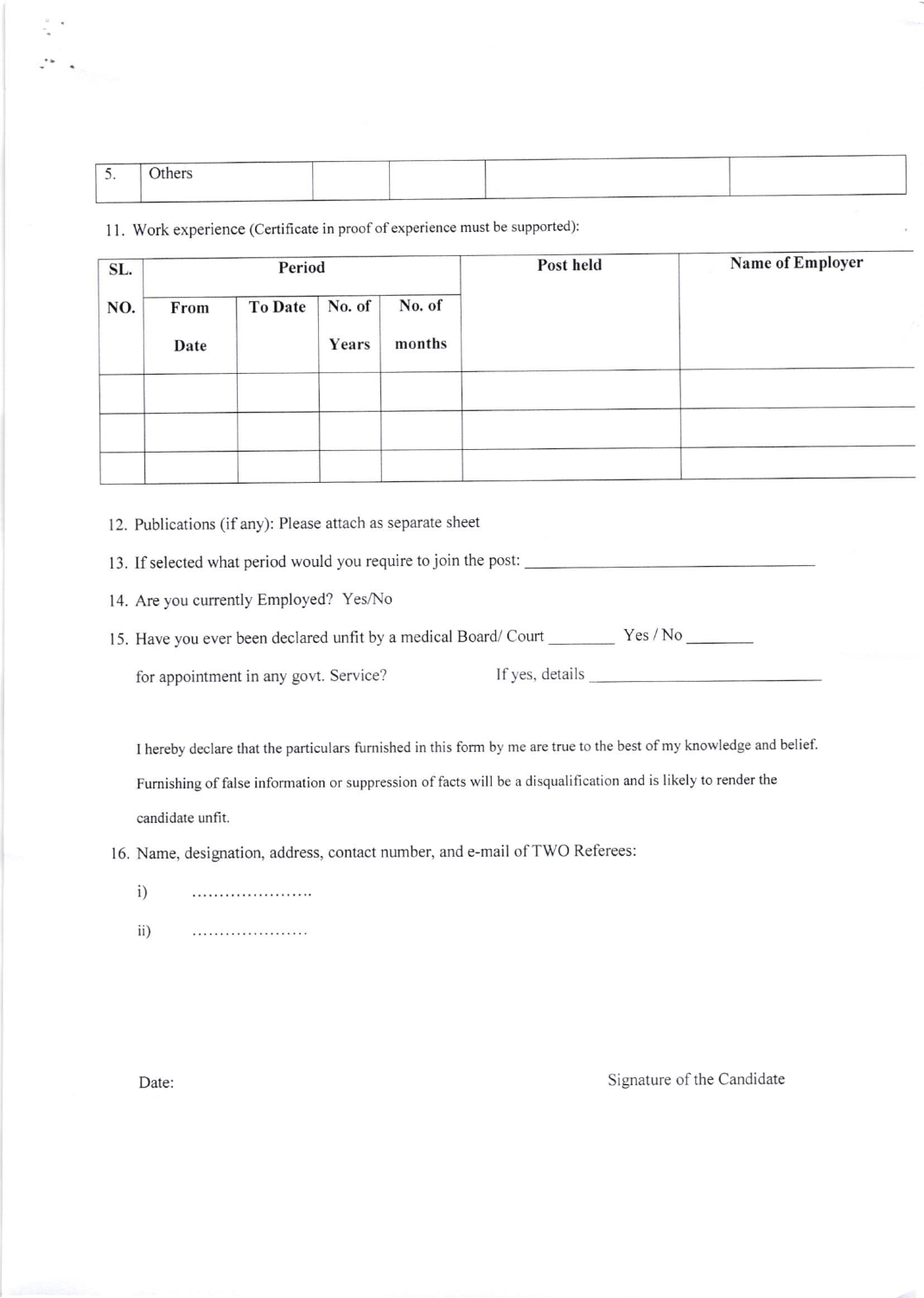| | | | | | |
|---|---|---|---|---|---|
| 5. | Others | | | | |

11. Work experience (Certificate in proof of experience must be supported):

| SL. NO. | Period | | | | Post held | Name of Employer |
|---|---|---|---|---|---|---|
| | From Date | To Date | No. of Years | No. of months | | |
| | | | | | | |
| | | | | | | |
| | | | | | | |

12. Publications (if any): Please attach as separate sheet

13. If selected what period would you require to join the post: ____________________

14. Are you currently Employed? Yes/No

15. Have you ever been declared unfit by a medical Board/ Court ________ Yes / No ________ for appointment in any govt. Service? If yes, details ____________________

I hereby declare that the particulars furnished in this form by me are true to the best of my knowledge and belief. Furnishing of false information or suppression of facts will be a disqualification and is likely to render the candidate unfit.

16. Name, designation, address, contact number, and e-mail of TWO Referees:

   i) ......................

   ii) .....................

Date:

Signature of the Candidate